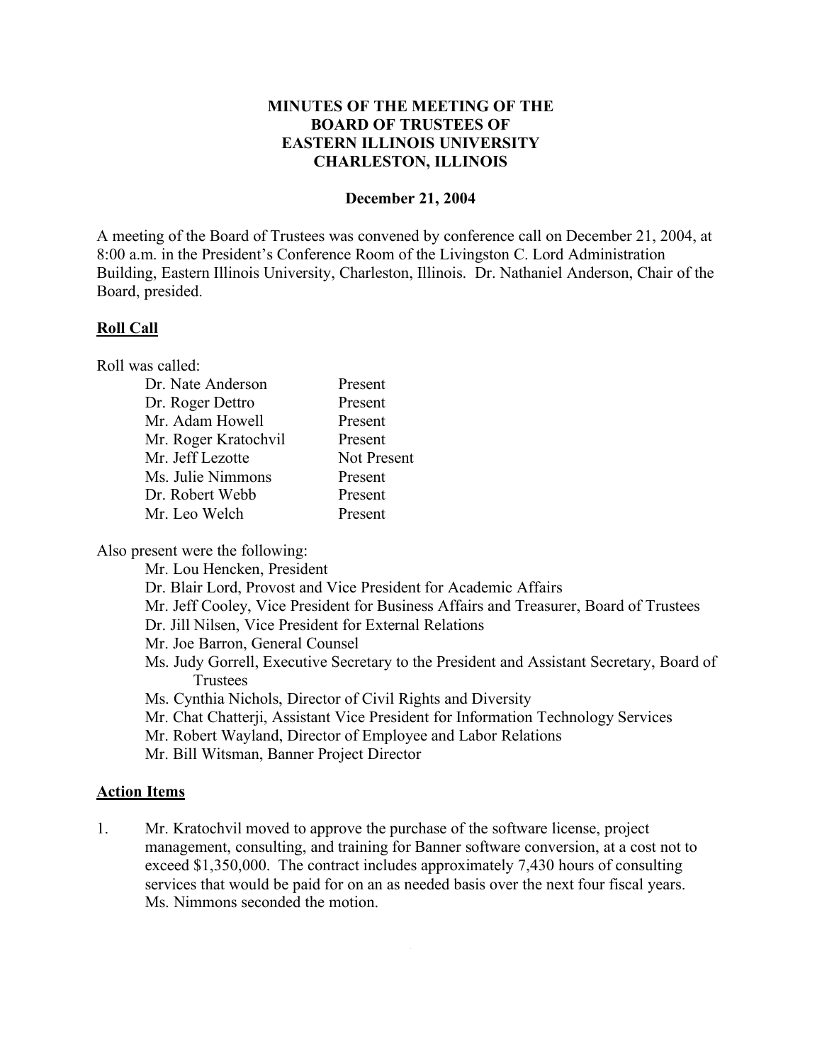# MINUTES OF THE MEETING OF THE BOARD OF TRUSTEES OF EASTERN ILLINOIS UNIVERSITY CHARLESTON, ILLINOIS

**December 21, 2004**

A meeting of the Board of Trustees was convened by conference call on December 21, 2004, at 8:00 a.m. in the President's Conference Room of the Livingston C. Lord Administration Building, Eastern Illinois University, Charleston, Illinois. Dr. Nathaniel Anderson, Chair of the Board, presided.

## Roll Call

Roll was called:

| | |
|---|---|
| Dr. Nate Anderson | Present |
| Dr. Roger Dettro | Present |
| Mr. Adam Howell | Present |
| Mr. Roger Kratochvil | Present |
| Mr. Jeff Lezotte | Not Present |
| Ms. Julie Nimmons | Present |
| Dr. Robert Webb | Present |
| Mr. Leo Welch | Present |

Also present were the following:

- Mr. Lou Hencken, President
- Dr. Blair Lord, Provost and Vice President for Academic Affairs
- Mr. Jeff Cooley, Vice President for Business Affairs and Treasurer, Board of Trustees
- Dr. Jill Nilsen, Vice President for External Relations
- Mr. Joe Barron, General Counsel
- Ms. Judy Gorrell, Executive Secretary to the President and Assistant Secretary, Board of Trustees
- Ms. Cynthia Nichols, Director of Civil Rights and Diversity
- Mr. Chat Chatterji, Assistant Vice President for Information Technology Services
- Mr. Robert Wayland, Director of Employee and Labor Relations
- Mr. Bill Witsman, Banner Project Director

## Action Items

1. Mr. Kratochvil moved to approve the purchase of the software license, project management, consulting, and training for Banner software conversion, at a cost not to exceed $1,350,000. The contract includes approximately 7,430 hours of consulting services that would be paid for on an as needed basis over the next four fiscal years. Ms. Nimmons seconded the motion.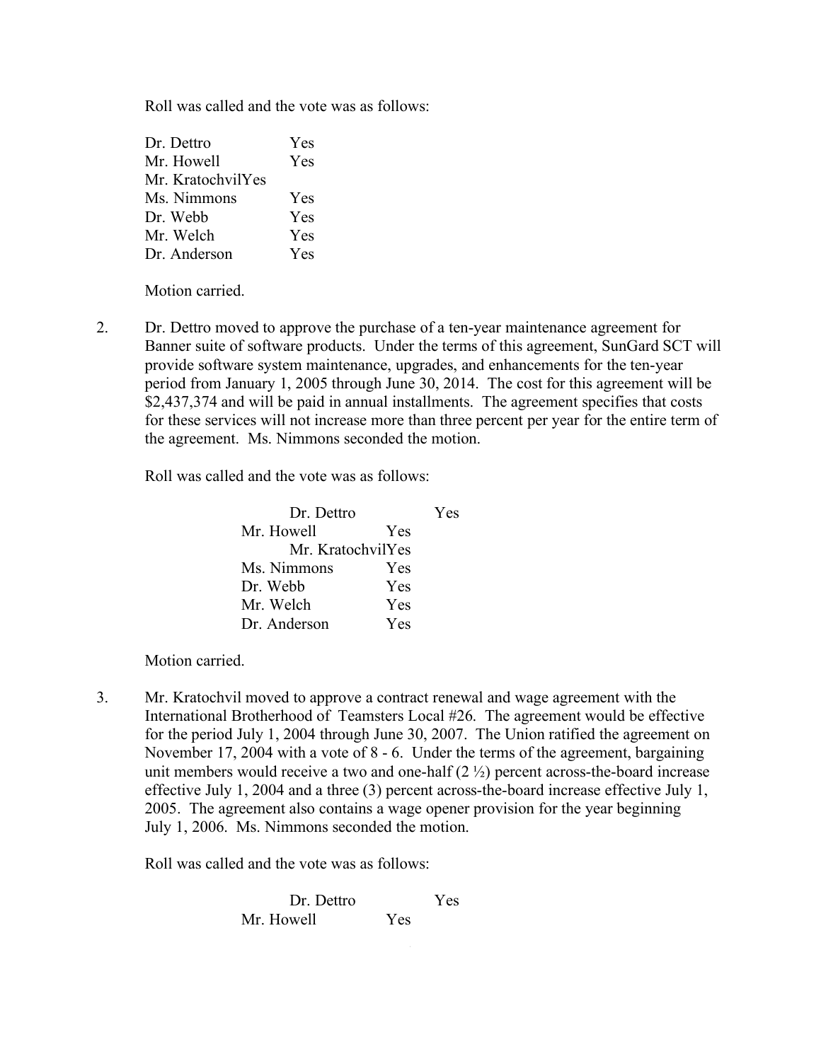Roll was called and the vote was as follows:

| | |
|---|---|
| Dr. Dettro | Yes |
| Mr. Howell | Yes |
| Mr. Kratochvil | Yes |
| Ms. Nimmons | Yes |
| Dr. Webb | Yes |
| Mr. Welch | Yes |
| Dr. Anderson | Yes |

Motion carried.

2. Dr. Dettro moved to approve the purchase of a ten-year maintenance agreement for Banner suite of software products. Under the terms of this agreement, SunGard SCT will provide software system maintenance, upgrades, and enhancements for the ten-year period from January 1, 2005 through June 30, 2014. The cost for this agreement will be $2,437,374 and will be paid in annual installments. The agreement specifies that costs for these services will not increase more than three percent per year for the entire term of the agreement. Ms. Nimmons seconded the motion.

   Roll was called and the vote was as follows:

| | |
|---|---|
| Dr. Dettro | Yes |
| Mr. Howell | Yes |
| Mr. Kratochvil | Yes |
| Ms. Nimmons | Yes |
| Dr. Webb | Yes |
| Mr. Welch | Yes |
| Dr. Anderson | Yes |

   Motion carried.

3. Mr. Kratochvil moved to approve a contract renewal and wage agreement with the International Brotherhood of Teamsters Local #26. The agreement would be effective for the period July 1, 2004 through June 30, 2007. The Union ratified the agreement on November 17, 2004 with a vote of 8 - 6. Under the terms of the agreement, bargaining unit members would receive a two and one-half (2 ½) percent across-the-board increase effective July 1, 2004 and a three (3) percent across-the-board increase effective July 1, 2005. The agreement also contains a wage opener provision for the year beginning July 1, 2006. Ms. Nimmons seconded the motion.

   Roll was called and the vote was as follows:

| | |
|---|---|
| Dr. Dettro | Yes |
| Mr. Howell | Yes |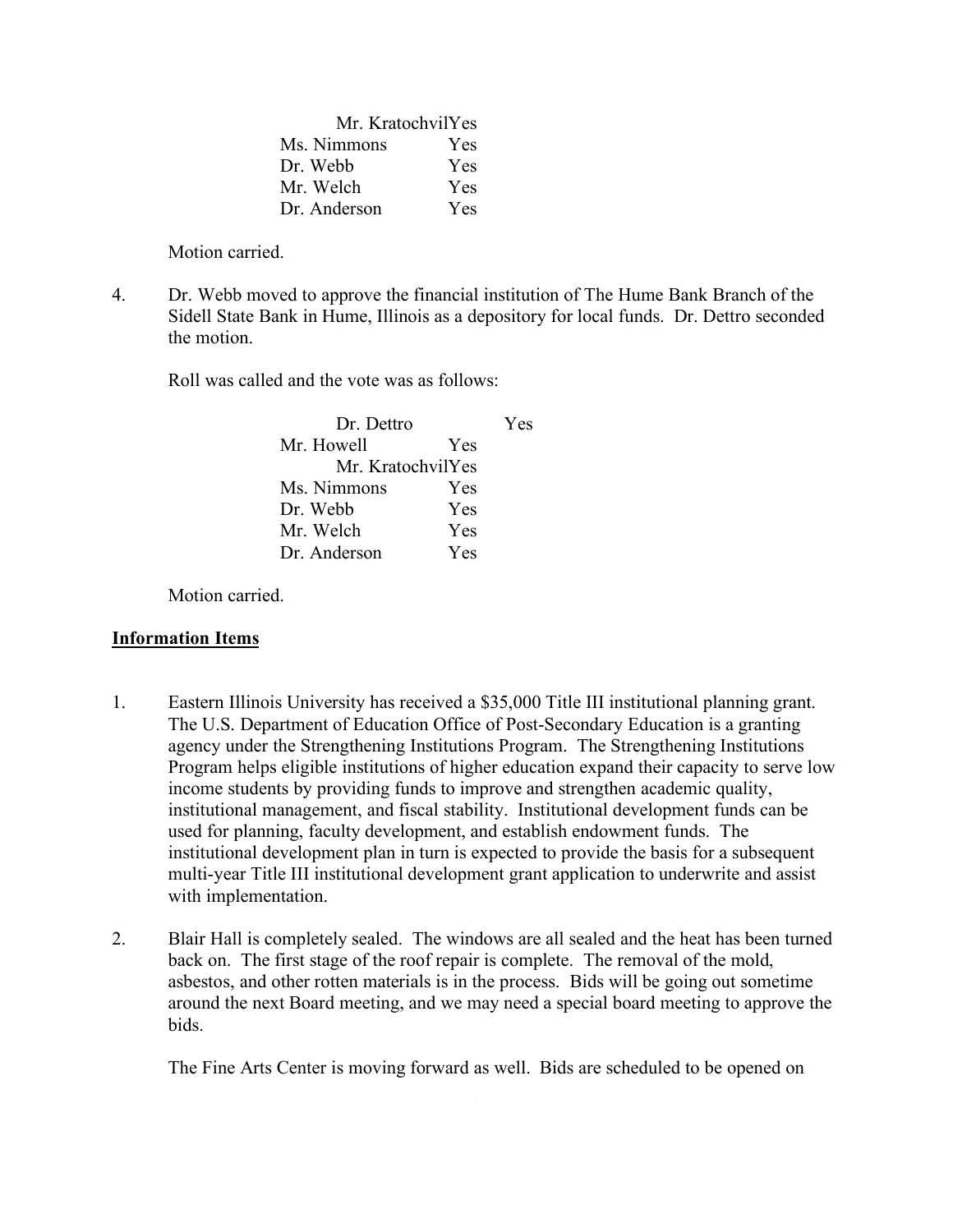| | |
|---|---|
| Mr. Kratochvil | Yes |
| Ms. Nimmons | Yes |
| Dr. Webb | Yes |
| Mr. Welch | Yes |
| Dr. Anderson | Yes |

Motion carried.

4. Dr. Webb moved to approve the financial institution of The Hume Bank Branch of the Sidell State Bank in Hume, Illinois as a depository for local funds. Dr. Dettro seconded the motion.

   Roll was called and the vote was as follows:

| | |
|---|---|
| Dr. Dettro | Yes |
| Mr. Howell | Yes |
| Mr. Kratochvil | Yes |
| Ms. Nimmons | Yes |
| Dr. Webb | Yes |
| Mr. Welch | Yes |
| Dr. Anderson | Yes |

   Motion carried.

**Information Items**

1. Eastern Illinois University has received a $35,000 Title III institutional planning grant. The U.S. Department of Education Office of Post-Secondary Education is a granting agency under the Strengthening Institutions Program. The Strengthening Institutions Program helps eligible institutions of higher education expand their capacity to serve low income students by providing funds to improve and strengthen academic quality, institutional management, and fiscal stability. Institutional development funds can be used for planning, faculty development, and establish endowment funds. The institutional development plan in turn is expected to provide the basis for a subsequent multi-year Title III institutional development grant application to underwrite and assist with implementation.

2. Blair Hall is completely sealed. The windows are all sealed and the heat has been turned back on. The first stage of the roof repair is complete. The removal of the mold, asbestos, and other rotten materials is in the process. Bids will be going out sometime around the next Board meeting, and we may need a special board meeting to approve the bids.

   The Fine Arts Center is moving forward as well. Bids are scheduled to be opened on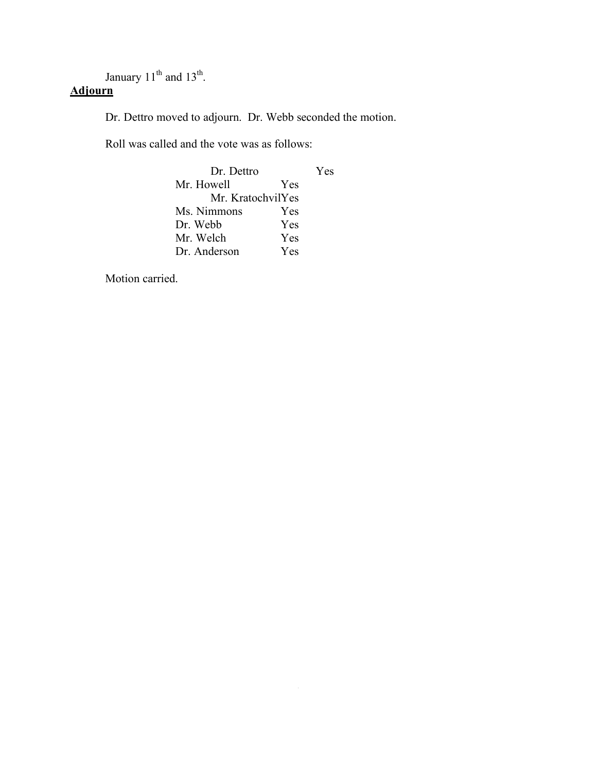January 11th and 13th.

**Adjourn**

Dr. Dettro moved to adjourn. Dr. Webb seconded the motion.

Roll was called and the vote was as follows:

| | |
|---|---|
| Dr. Dettro | Yes |
| Mr. Howell | Yes |
| Mr. Kratochvil | Yes |
| Ms. Nimmons | Yes |
| Dr. Webb | Yes |
| Mr. Welch | Yes |
| Dr. Anderson | Yes |

Motion carried.